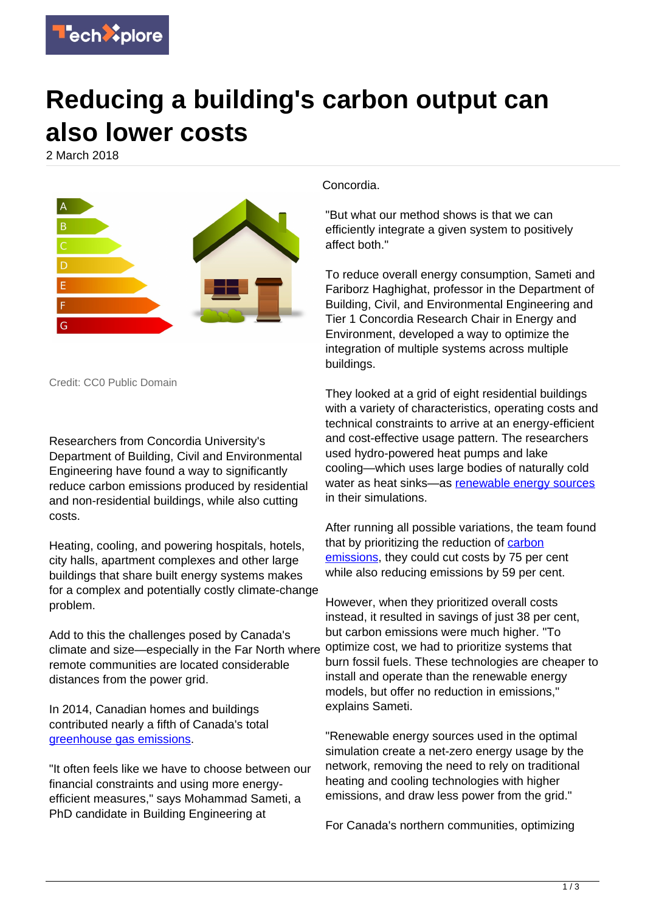# Reducing a building's carbon output can also lower costs

2 March 2018

Credit: CC0 Public Domain

Researchers from Concordia University's Department of Building, Civil and Environmental Engineering have found a way to significantly reduce carbon emissions produced by residential and non-residential buildings, while also cutting costs.

Heating, cooling, and powering hospitals, hotels, city halls, apartment complexes and other large buildings that share built energy systems makes for a complex and potentially costly climate-change problem.

Add to this the challenges posed by Canada's climate and size—especially in the Far North where remote communities are located considerable distances from the power grid.

In 2014, Canadian homes and buildings contributed nearly a fifth of Canada's total greenhouse gas emissions.

"It often feels like we have to choose between our financial constraints and using more energy-efficient measures," says Mohammad Sameti, a PhD candidate in Building Engineering at Concordia.

"But what our method shows is that we can efficiently integrate a given system to positively affect both."

To reduce overall energy consumption, Sameti and Fariborz Haghighat, professor in the Department of Building, Civil, and Environmental Engineering and Tier 1 Concordia Research Chair in Energy and Environment, developed a way to optimize the integration of multiple systems across multiple buildings.

They looked at a grid of eight residential buildings with a variety of characteristics, operating costs and technical constraints to arrive at an energy-efficient and cost-effective usage pattern. The researchers used hydro-powered heat pumps and lake cooling—which uses large bodies of naturally cold water as heat sinks—as renewable energy sources in their simulations.

After running all possible variations, the team found that by prioritizing the reduction of carbon emissions, they could cut costs by 75 per cent while also reducing emissions by 59 per cent.

However, when they prioritized overall costs instead, it resulted in savings of just 38 per cent, but carbon emissions were much higher. "To optimize cost, we had to prioritize systems that burn fossil fuels. These technologies are cheaper to install and operate than the renewable energy models, but offer no reduction in emissions," explains Sameti.

"Renewable energy sources used in the optimal simulation create a net-zero energy usage by the network, removing the need to rely on traditional heating and cooling technologies with higher emissions, and draw less power from the grid."

For Canada's northern communities, optimizing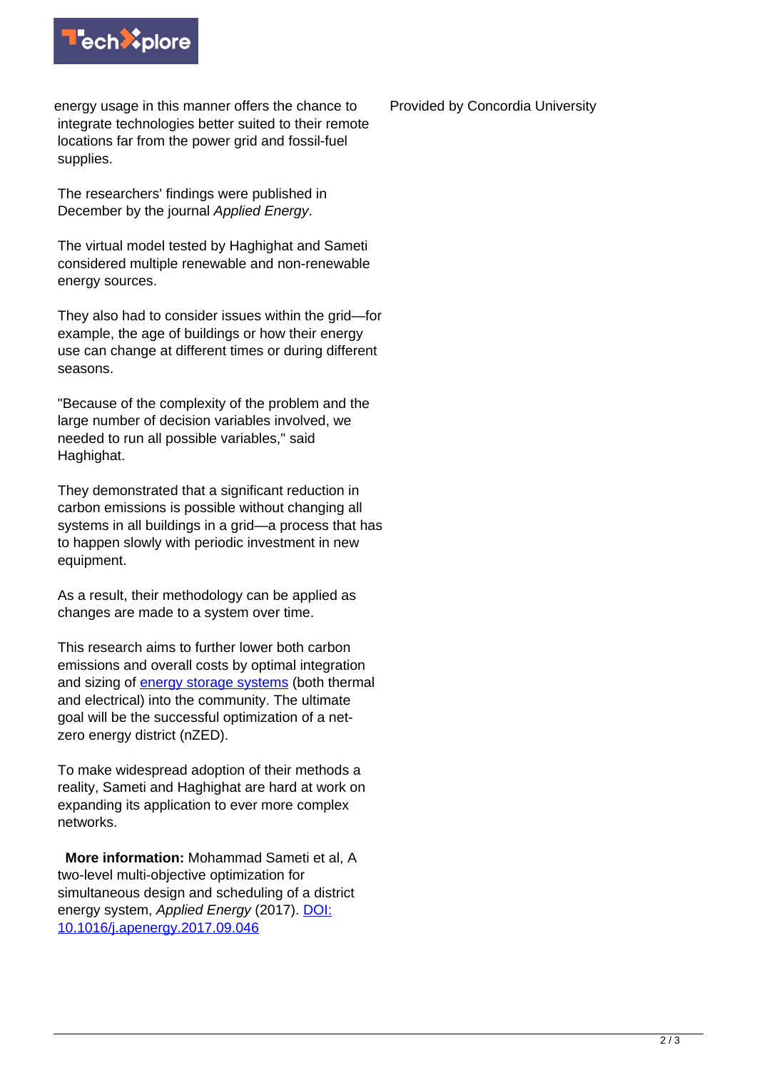energy usage in this manner offers the chance to integrate technologies better suited to their remote locations far from the power grid and fossil-fuel supplies.

The researchers' findings were published in December by the journal *Applied Energy*.

The virtual model tested by Haghighat and Sameti considered multiple renewable and non-renewable energy sources.

They also had to consider issues within the grid—for example, the age of buildings or how their energy use can change at different times or during different seasons.

"Because of the complexity of the problem and the large number of decision variables involved, we needed to run all possible variables," said Haghighat.

They demonstrated that a significant reduction in carbon emissions is possible without changing all systems in all buildings in a grid—a process that has to happen slowly with periodic investment in new equipment.

As a result, their methodology can be applied as changes are made to a system over time.

This research aims to further lower both carbon emissions and overall costs by optimal integration and sizing of [energy storage systems](https://techxplore.com/tags/energy+storage+systems/) (both thermal and electrical) into the community. The ultimate goal will be the successful optimization of a net-zero energy district (nZED).

To make widespread adoption of their methods a reality, Sameti and Haghighat are hard at work on expanding its application to ever more complex networks.

**More information:** Mohammad Sameti et al, A two-level multi-objective optimization for simultaneous design and scheduling of a district energy system, *Applied Energy* (2017). [DOI: 10.1016/j.apenergy.2017.09.046](http://dx.doi.org/10.1016/j.apenergy.2017.09.046)

Provided by Concordia University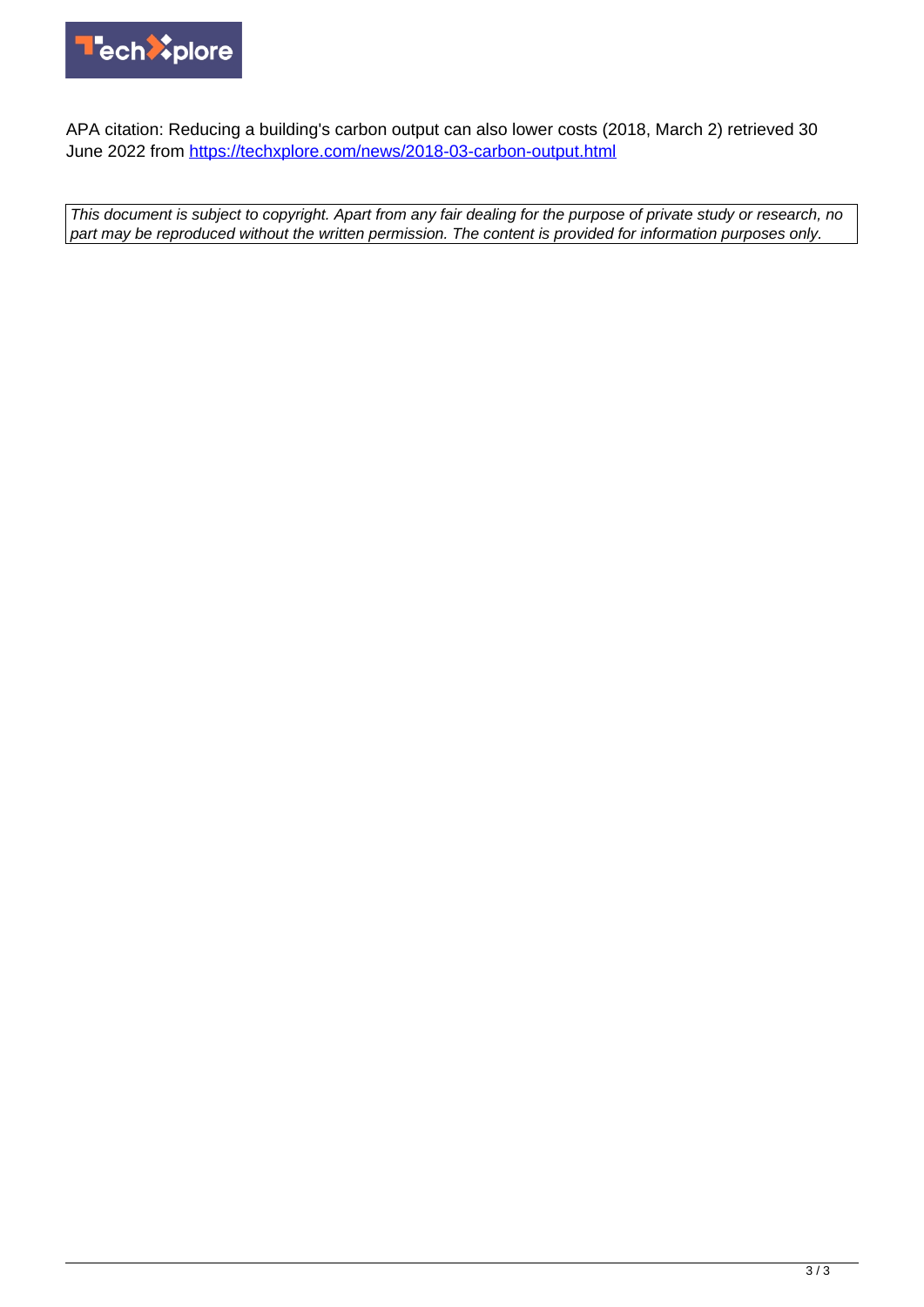APA citation: Reducing a building's carbon output can also lower costs (2018, March 2) retrieved 30 June 2022 from https://techxplore.com/news/2018-03-carbon-output.html

*This document is subject to copyright. Apart from any fair dealing for the purpose of private study or research, no part may be reproduced without the written permission. The content is provided for information purposes only.*